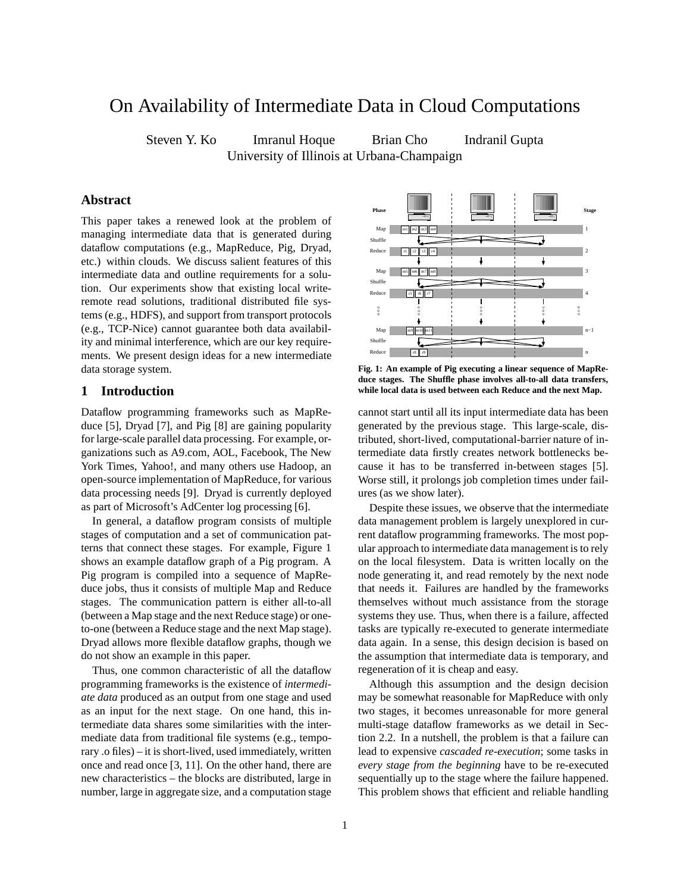# On Availability of Intermediate Data in Cloud Computations

Steven Y. Ko    Imranul Hoque    Brian Cho    Indranil Gupta
University of Illinois at Urbana-Champaign

## Abstract

This paper takes a renewed look at the problem of managing intermediate data that is generated during dataflow computations (e.g., MapReduce, Pig, Dryad, etc.) within clouds. We discuss salient features of this intermediate data and outline requirements for a solution. Our experiments show that existing local write-remote read solutions, traditional distributed file systems (e.g., HDFS), and support from transport protocols (e.g., TCP-Nice) cannot guarantee both data availability and minimal interference, which are our key requirements. We present design ideas for a new intermediate data storage system.

## 1 Introduction

Dataflow programming frameworks such as MapReduce [5], Dryad [7], and Pig [8] are gaining popularity for large-scale parallel data processing. For example, organizations such as A9.com, AOL, Facebook, The New York Times, Yahoo!, and many others use Hadoop, an open-source implementation of MapReduce, for various data processing needs [9]. Dryad is currently deployed as part of Microsoft's AdCenter log processing [6].

In general, a dataflow program consists of multiple stages of computation and a set of communication patterns that connect these stages. For example, Figure 1 shows an example dataflow graph of a Pig program. A Pig program is compiled into a sequence of MapReduce jobs, thus it consists of multiple Map and Reduce stages. The communication pattern is either all-to-all (between a Map stage and the next Reduce stage) or one-to-one (between a Reduce stage and the next Map stage). Dryad allows more flexible dataflow graphs, though we do not show an example in this paper.

Thus, one common characteristic of all the dataflow programming frameworks is the existence of *intermediate data* produced as an output from one stage and used as an input for the next stage. On one hand, this intermediate data shares some similarities with the intermediate data from traditional file systems (e.g., temporary .o files) – it is short-lived, used immediately, written once and read once [3, 11]. On the other hand, there are new characteristics – the blocks are distributed, large in number, large in aggregate size, and a computation stage cannot start until all its input intermediate data has been generated by the previous stage. This large-scale, distributed, short-lived, computational-barrier nature of intermediate data firstly creates network bottlenecks because it has to be transferred in-between stages [5]. Worse still, it prolongs job completion times under failures (as we show later).

**Fig. 1: An example of Pig executing a linear sequence of MapReduce stages. The Shuffle phase involves all-to-all data transfers, while local data is used between each Reduce and the next Map.**

Despite these issues, we observe that the intermediate data management problem is largely unexplored in current dataflow programming frameworks. The most popular approach to intermediate data management is to rely on the local filesystem. Data is written locally on the node generating it, and read remotely by the next node that needs it. Failures are handled by the frameworks themselves without much assistance from the storage systems they use. Thus, when there is a failure, affected tasks are typically re-executed to generate intermediate data again. In a sense, this design decision is based on the assumption that intermediate data is temporary, and regeneration of it is cheap and easy.

Although this assumption and the design decision may be somewhat reasonable for MapReduce with only two stages, it becomes unreasonable for more general multi-stage dataflow frameworks as we detail in Section 2.2. In a nutshell, the problem is that a failure can lead to expensive *cascaded re-execution*; some tasks in *every stage from the beginning* have to be re-executed sequentially up to the stage where the failure happened. This problem shows that efficient and reliable handling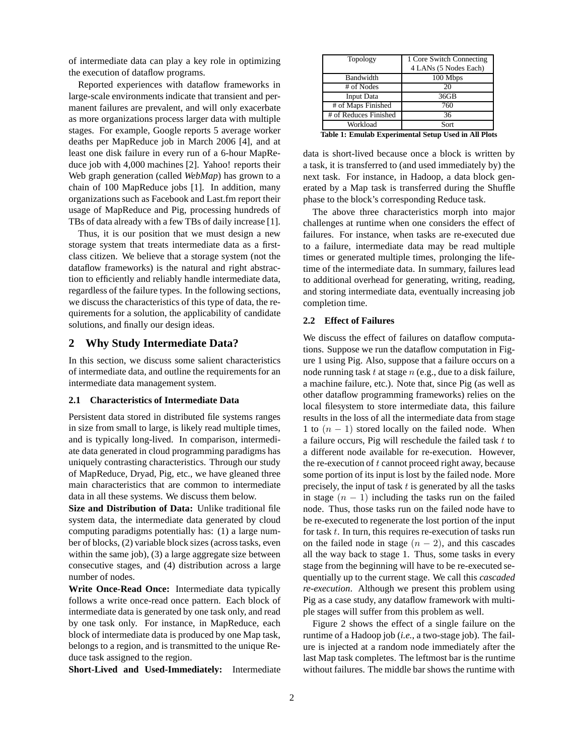of intermediate data can play a key role in optimizing the execution of dataflow programs.

Reported experiences with dataflow frameworks in large-scale environments indicate that transient and permanent failures are prevalent, and will only exacerbate as more organizations process larger data with multiple stages. For example, Google reports 5 average worker deaths per MapReduce job in March 2006 [4], and at least one disk failure in every run of a 6-hour MapReduce job with 4,000 machines [2]. Yahoo! reports their Web graph generation (called *WebMap*) has grown to a chain of 100 MapReduce jobs [1]. In addition, many organizations such as Facebook and Last.fm report their usage of MapReduce and Pig, processing hundreds of TBs of data already with a few TBs of daily increase [1].

Thus, it is our position that we must design a new storage system that treats intermediate data as a first-class citizen. We believe that a storage system (not the dataflow frameworks) is the natural and right abstraction to efficiently and reliably handle intermediate data, regardless of the failure types. In the following sections, we discuss the characteristics of this type of data, the requirements for a solution, the applicability of candidate solutions, and finally our design ideas.

## 2 Why Study Intermediate Data?

In this section, we discuss some salient characteristics of intermediate data, and outline the requirements for an intermediate data management system.

### 2.1 Characteristics of Intermediate Data

Persistent data stored in distributed file systems ranges in size from small to large, is likely read multiple times, and is typically long-lived. In comparison, intermediate data generated in cloud programming paradigms has uniquely contrasting characteristics. Through our study of MapReduce, Dryad, Pig, etc., we have gleaned three main characteristics that are common to intermediate data in all these systems. We discuss them below.

**Size and Distribution of Data:** Unlike traditional file system data, the intermediate data generated by cloud computing paradigms potentially has: (1) a large number of blocks, (2) variable block sizes (across tasks, even within the same job), (3) a large aggregate size between consecutive stages, and (4) distribution across a large number of nodes.

**Write Once-Read Once:** Intermediate data typically follows a write once-read once pattern. Each block of intermediate data is generated by one task only, and read by one task only. For instance, in MapReduce, each block of intermediate data is produced by one Map task, belongs to a region, and is transmitted to the unique Reduce task assigned to the region.

**Short-Lived and Used-Immediately:** Intermediate data is short-lived because once a block is written by a task, it is transferred to (and used immediately by) the next task. For instance, in Hadoop, a data block generated by a Map task is transferred during the Shuffle phase to the block's corresponding Reduce task.

| Topology | 1 Core Switch Connecting 4 LANs (5 Nodes Each) |
|---|---|
| Bandwidth | 100 Mbps |
| # of Nodes | 20 |
| Input Data | 36GB |
| # of Maps Finished | 760 |
| # of Reduces Finished | 36 |
| Workload | Sort |

**Table 1: Emulab Experimental Setup Used in All Plots**

The above three characteristics morph into major challenges at runtime when one considers the effect of failures. For instance, when tasks are re-executed due to a failure, intermediate data may be read multiple times or generated multiple times, prolonging the lifetime of the intermediate data. In summary, failures lead to additional overhead for generating, writing, reading, and storing intermediate data, eventually increasing job completion time.

### 2.2 Effect of Failures

We discuss the effect of failures on dataflow computations. Suppose we run the dataflow computation in Figure 1 using Pig. Also, suppose that a failure occurs on a node running task $t$ at stage $n$ (e.g., due to a disk failure, a machine failure, etc.). Note that, since Pig (as well as other dataflow programming frameworks) relies on the local filesystem to store intermediate data, this failure results in the loss of all the intermediate data from stage 1 to $(n-1)$ stored locally on the failed node. When a failure occurs, Pig will reschedule the failed task $t$ to a different node available for re-execution. However, the re-execution of $t$ cannot proceed right away, because some portion of its input is lost by the failed node. More precisely, the input of task $t$ is generated by all the tasks in stage $(n-1)$ including the tasks run on the failed node. Thus, those tasks run on the failed node have to be re-executed to regenerate the lost portion of the input for task $t$. In turn, this requires re-execution of tasks run on the failed node in stage $(n-2)$, and this cascades all the way back to stage 1. Thus, some tasks in every stage from the beginning will have to be re-executed sequentially up to the current stage. We call this *cascaded re-execution*. Although we present this problem using Pig as a case study, any dataflow framework with multiple stages will suffer from this problem as well.

Figure 2 shows the effect of a single failure on the runtime of a Hadoop job (*i.e.*, a two-stage job). The failure is injected at a random node immediately after the last Map task completes. The leftmost bar is the runtime without failures. The middle bar shows the runtime with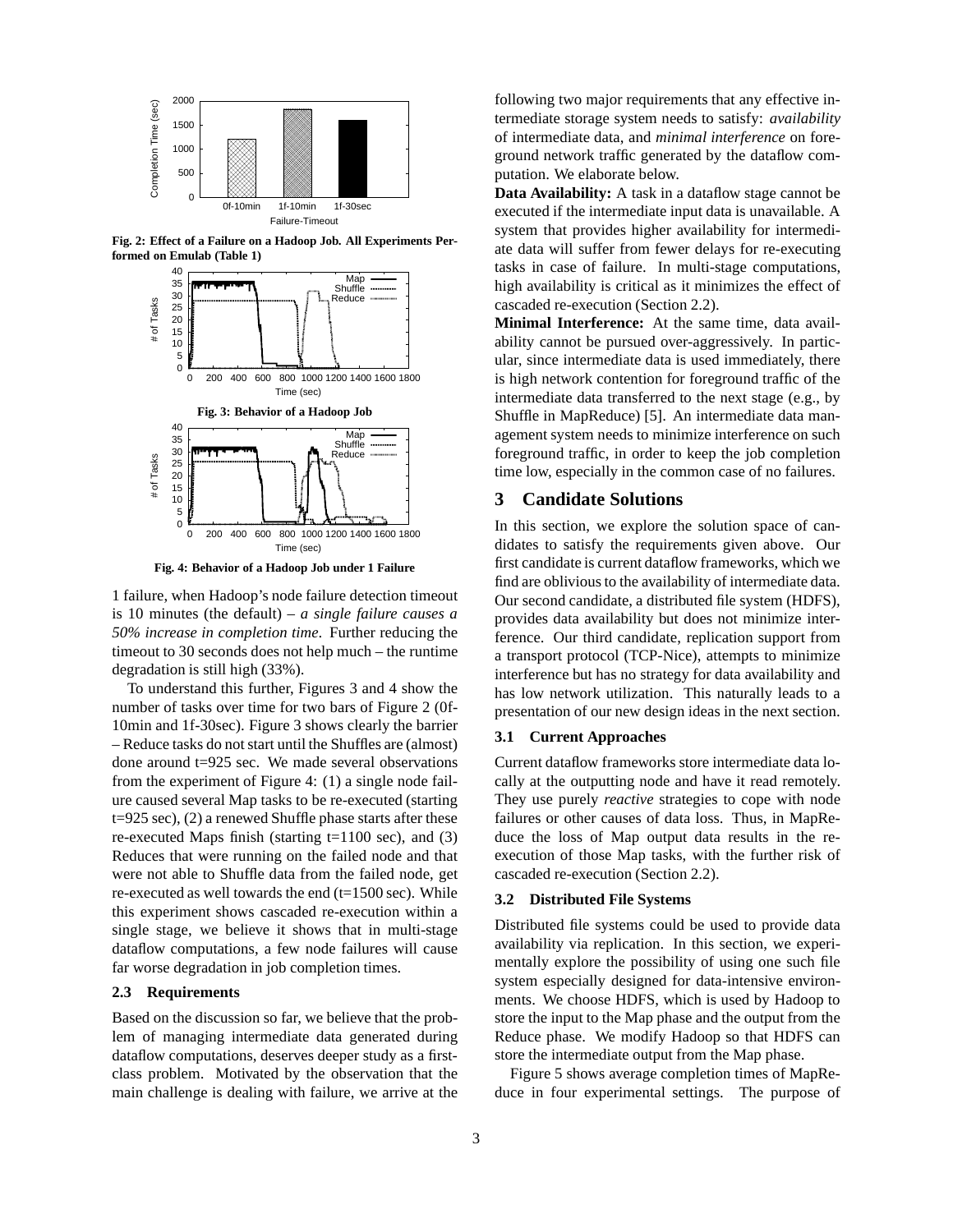Fig. 2: Effect of a Failure on a Hadoop Job. All Experiments Performed on Emulab (Table 1)

Fig. 3: Behavior of a Hadoop Job

Fig. 4: Behavior of a Hadoop Job under 1 Failure

1 failure, when Hadoop's node failure detection timeout is 10 minutes (the default) – *a single failure causes a 50% increase in completion time*. Further reducing the timeout to 30 seconds does not help much – the runtime degradation is still high (33%).

To understand this further, Figures 3 and 4 show the number of tasks over time for two bars of Figure 2 (0f-10min and 1f-30sec). Figure 3 shows clearly the barrier – Reduce tasks do not start until the Shuffles are (almost) done around t=925 sec. We made several observations from the experiment of Figure 4: (1) a single node failure caused several Map tasks to be re-executed (starting t=925 sec), (2) a renewed Shuffle phase starts after these re-executed Maps finish (starting t=1100 sec), and (3) Reduces that were running on the failed node and that were not able to Shuffle data from the failed node, get re-executed as well towards the end (t=1500 sec). While this experiment shows cascaded re-execution within a single stage, we believe it shows that in multi-stage dataflow computations, a few node failures will cause far worse degradation in job completion times.

### 2.3 Requirements

Based on the discussion so far, we believe that the problem of managing intermediate data generated during dataflow computations, deserves deeper study as a first-class problem. Motivated by the observation that the main challenge is dealing with failure, we arrive at the following two major requirements that any effective intermediate storage system needs to satisfy: *availability* of intermediate data, and *minimal interference* on foreground network traffic generated by the dataflow computation. We elaborate below.

**Data Availability:** A task in a dataflow stage cannot be executed if the intermediate input data is unavailable. A system that provides higher availability for intermediate data will suffer from fewer delays for re-executing tasks in case of failure. In multi-stage computations, high availability is critical as it minimizes the effect of cascaded re-execution (Section 2.2).

**Minimal Interference:** At the same time, data availability cannot be pursued over-aggressively. In particular, since intermediate data is used immediately, there is high network contention for foreground traffic of the intermediate data transferred to the next stage (e.g., by Shuffle in MapReduce) [5]. An intermediate data management system needs to minimize interference on such foreground traffic, in order to keep the job completion time low, especially in the common case of no failures.

## 3 Candidate Solutions

In this section, we explore the solution space of candidates to satisfy the requirements given above. Our first candidate is current dataflow frameworks, which we find are oblivious to the availability of intermediate data. Our second candidate, a distributed file system (HDFS), provides data availability but does not minimize interference. Our third candidate, replication support from a transport protocol (TCP-Nice), attempts to minimize interference but has no strategy for data availability and has low network utilization. This naturally leads to a presentation of our new design ideas in the next section.

### 3.1 Current Approaches

Current dataflow frameworks store intermediate data locally at the outputting node and have it read remotely. They use purely *reactive* strategies to cope with node failures or other causes of data loss. Thus, in MapReduce the loss of Map output data results in the re-execution of those Map tasks, with the further risk of cascaded re-execution (Section 2.2).

### 3.2 Distributed File Systems

Distributed file systems could be used to provide data availability via replication. In this section, we experimentally explore the possibility of using one such file system especially designed for data-intensive environments. We choose HDFS, which is used by Hadoop to store the input to the Map phase and the output from the Reduce phase. We modify Hadoop so that HDFS can store the intermediate output from the Map phase.

Figure 5 shows average completion times of MapReduce in four experimental settings. The purpose of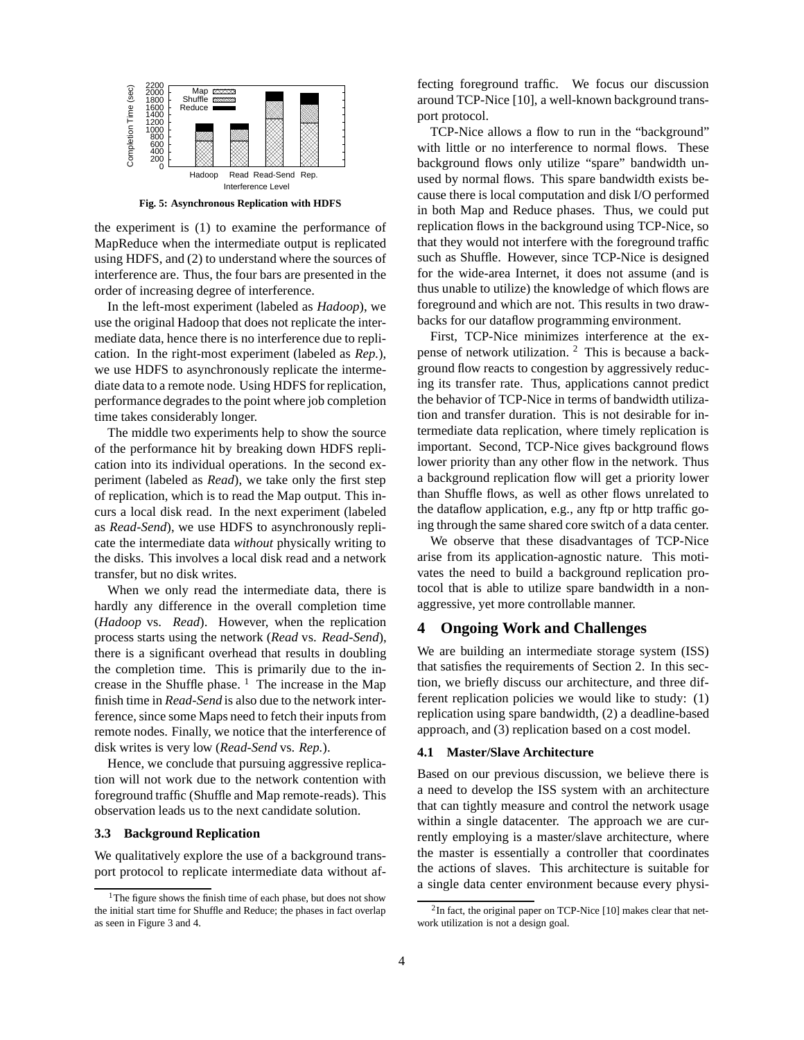Fig. 5: Asynchronous Replication with HDFS

the experiment is (1) to examine the performance of MapReduce when the intermediate output is replicated using HDFS, and (2) to understand where the sources of interference are. Thus, the four bars are presented in the order of increasing degree of interference.

In the left-most experiment (labeled as *Hadoop*), we use the original Hadoop that does not replicate the intermediate data, hence there is no interference due to replication. In the right-most experiment (labeled as *Rep.*), we use HDFS to asynchronously replicate the intermediate data to a remote node. Using HDFS for replication, performance degrades to the point where job completion time takes considerably longer.

The middle two experiments help to show the source of the performance hit by breaking down HDFS replication into its individual operations. In the second experiment (labeled as *Read*), we take only the first step of replication, which is to read the Map output. This incurs a local disk read. In the next experiment (labeled as *Read-Send*), we use HDFS to asynchronously replicate the intermediate data *without* physically writing to the disks. This involves a local disk read and a network transfer, but no disk writes.

When we only read the intermediate data, there is hardly any difference in the overall completion time (*Hadoop* vs. *Read*). However, when the replication process starts using the network (*Read* vs. *Read-Send*), there is a significant overhead that results in doubling the completion time. This is primarily due to the increase in the Shuffle phase. [1] The increase in the Map finish time in *Read-Send* is also due to the network interference, since some Maps need to fetch their inputs from remote nodes. Finally, we notice that the interference of disk writes is very low (*Read-Send* vs. *Rep.*).

Hence, we conclude that pursuing aggressive replication will not work due to the network contention with foreground traffic (Shuffle and Map remote-reads). This observation leads us to the next candidate solution.

### 3.3 Background Replication

We qualitatively explore the use of a background transport protocol to replicate intermediate data without affecting foreground traffic. We focus our discussion around TCP-Nice [10], a well-known background transport protocol.

TCP-Nice allows a flow to run in the "background" with little or no interference to normal flows. These background flows only utilize "spare" bandwidth unused by normal flows. This spare bandwidth exists because there is local computation and disk I/O performed in both Map and Reduce phases. Thus, we could put replication flows in the background using TCP-Nice, so that they would not interfere with the foreground traffic such as Shuffle. However, since TCP-Nice is designed for the wide-area Internet, it does not assume (and is thus unable to utilize) the knowledge of which flows are foreground and which are not. This results in two drawbacks for our dataflow programming environment.

First, TCP-Nice minimizes interference at the expense of network utilization. [2] This is because a background flow reacts to congestion by aggressively reducing its transfer rate. Thus, applications cannot predict the behavior of TCP-Nice in terms of bandwidth utilization and transfer duration. This is not desirable for intermediate data replication, where timely replication is important. Second, TCP-Nice gives background flows lower priority than any other flow in the network. Thus a background replication flow will get a priority lower than Shuffle flows, as well as other flows unrelated to the dataflow application, e.g., any ftp or http traffic going through the same shared core switch of a data center.

We observe that these disadvantages of TCP-Nice arise from its application-agnostic nature. This motivates the need to build a background replication protocol that is able to utilize spare bandwidth in a non-aggressive, yet more controllable manner.

## 4 Ongoing Work and Challenges

We are building an intermediate storage system (ISS) that satisfies the requirements of Section 2. In this section, we briefly discuss our architecture, and three different replication policies we would like to study: (1) replication using spare bandwidth, (2) a deadline-based approach, and (3) replication based on a cost model.

### 4.1 Master/Slave Architecture

Based on our previous discussion, we believe there is a need to develop the ISS system with an architecture that can tightly measure and control the network usage within a single datacenter. The approach we are currently employing is a master/slave architecture, where the master is essentially a controller that coordinates the actions of slaves. This architecture is suitable for a single data center environment because every physi-

[1] The figure shows the finish time of each phase, but does not show the initial start time for Shuffle and Reduce; the phases in fact overlap as seen in Figure 3 and 4.

[2] In fact, the original paper on TCP-Nice [10] makes clear that network utilization is not a design goal.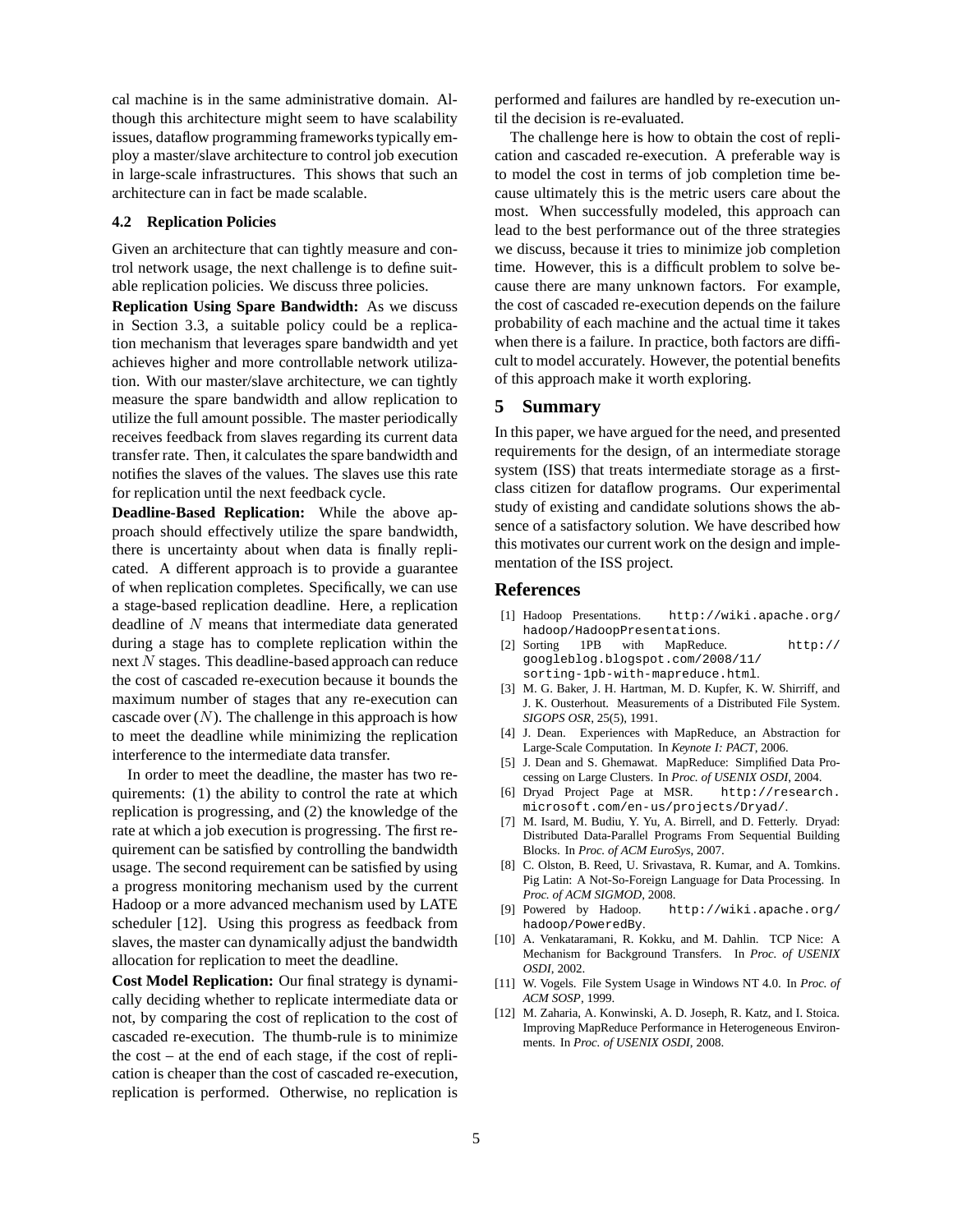cal machine is in the same administrative domain. Although this architecture might seem to have scalability issues, dataflow programming frameworks typically employ a master/slave architecture to control job execution in large-scale infrastructures. This shows that such an architecture can in fact be made scalable.

### 4.2 Replication Policies

Given an architecture that can tightly measure and control network usage, the next challenge is to define suitable replication policies. We discuss three policies.

**Replication Using Spare Bandwidth:** As we discuss in Section 3.3, a suitable policy could be a replication mechanism that leverages spare bandwidth and yet achieves higher and more controllable network utilization. With our master/slave architecture, we can tightly measure the spare bandwidth and allow replication to utilize the full amount possible. The master periodically receives feedback from slaves regarding its current data transfer rate. Then, it calculates the spare bandwidth and notifies the slaves of the values. The slaves use this rate for replication until the next feedback cycle.

**Deadline-Based Replication:** While the above approach should effectively utilize the spare bandwidth, there is uncertainty about when data is finally replicated. A different approach is to provide a guarantee of when replication completes. Specifically, we can use a stage-based replication deadline. Here, a replication deadline of $N$ means that intermediate data generated during a stage has to complete replication within the next $N$ stages. This deadline-based approach can reduce the cost of cascaded re-execution because it bounds the maximum number of stages that any re-execution can cascade over ($N$). The challenge in this approach is how to meet the deadline while minimizing the replication interference to the intermediate data transfer.

In order to meet the deadline, the master has two requirements: (1) the ability to control the rate at which replication is progressing, and (2) the knowledge of the rate at which a job execution is progressing. The first requirement can be satisfied by controlling the bandwidth usage. The second requirement can be satisfied by using a progress monitoring mechanism used by the current Hadoop or a more advanced mechanism used by LATE scheduler [12]. Using this progress as feedback from slaves, the master can dynamically adjust the bandwidth allocation for replication to meet the deadline.

**Cost Model Replication:** Our final strategy is dynamically deciding whether to replicate intermediate data or not, by comparing the cost of replication to the cost of cascaded re-execution. The thumb-rule is to minimize the cost – at the end of each stage, if the cost of replication is cheaper than the cost of cascaded re-execution, replication is performed. Otherwise, no replication is performed and failures are handled by re-execution until the decision is re-evaluated.

The challenge here is how to obtain the cost of replication and cascaded re-execution. A preferable way is to model the cost in terms of job completion time because ultimately this is the metric users care about the most. When successfully modeled, this approach can lead to the best performance out of the three strategies we discuss, because it tries to minimize job completion time. However, this is a difficult problem to solve because there are many unknown factors. For example, the cost of cascaded re-execution depends on the failure probability of each machine and the actual time it takes when there is a failure. In practice, both factors are difficult to model accurately. However, the potential benefits of this approach make it worth exploring.

## 5 Summary

In this paper, we have argued for the need, and presented requirements for the design, of an intermediate storage system (ISS) that treats intermediate storage as a first-class citizen for dataflow programs. Our experimental study of existing and candidate solutions shows the absence of a satisfactory solution. We have described how this motivates our current work on the design and implementation of the ISS project.

## References

[1] Hadoop Presentations. http://wiki.apache.org/hadoop/HadoopPresentations.

[2] Sorting 1PB with MapReduce. http://googleblog.blogspot.com/2008/11/sorting-1pb-with-mapreduce.html.

[3] M. G. Baker, J. H. Hartman, M. D. Kupfer, K. W. Shirriff, and J. K. Ousterhout. Measurements of a Distributed File System. *SIGOPS OSR*, 25(5), 1991.

[4] J. Dean. Experiences with MapReduce, an Abstraction for Large-Scale Computation. In *Keynote I: PACT*, 2006.

[5] J. Dean and S. Ghemawat. MapReduce: Simplified Data Processing on Large Clusters. In *Proc. of USENIX OSDI*, 2004.

[6] Dryad Project Page at MSR. http://research.microsoft.com/en-us/projects/Dryad/.

[7] M. Isard, M. Budiu, Y. Yu, A. Birrell, and D. Fetterly. Dryad: Distributed Data-Parallel Programs From Sequential Building Blocks. In *Proc. of ACM EuroSys*, 2007.

[8] C. Olston, B. Reed, U. Srivastava, R. Kumar, and A. Tomkins. Pig Latin: A Not-So-Foreign Language for Data Processing. In *Proc. of ACM SIGMOD*, 2008.

[9] Powered by Hadoop. http://wiki.apache.org/hadoop/PoweredBy.

[10] A. Venkataramani, R. Kokku, and M. Dahlin. TCP Nice: A Mechanism for Background Transfers. In *Proc. of USENIX OSDI*, 2002.

[11] W. Vogels. File System Usage in Windows NT 4.0. In *Proc. of ACM SOSP*, 1999.

[12] M. Zaharia, A. Konwinski, A. D. Joseph, R. Katz, and I. Stoica. Improving MapReduce Performance in Heterogeneous Environments. In *Proc. of USENIX OSDI*, 2008.